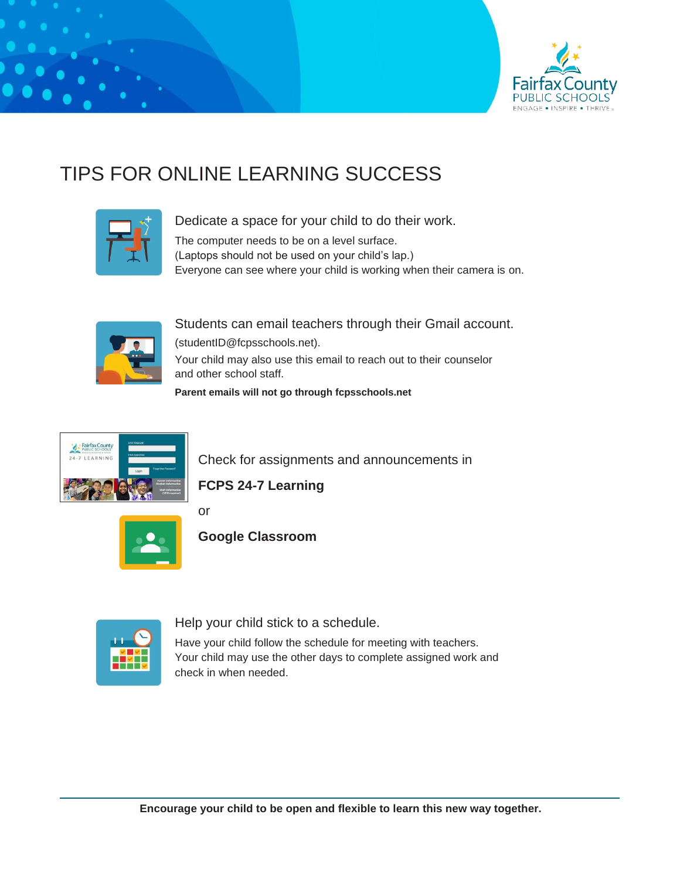# TIPS FOR ONLINE LEARNING SUCCESS

## Dedicate a space for your child to do their work.

The computer needs to be on a level surface.
(Laptops should not be used on your child's lap.)
Everyone can see where your child is working when their camera is on.

## Students can email teachers through their Gmail account.

(studentID@fcpsschools.net).

Your child may also use this email to reach out to their counselor and other school staff.

**Parent emails will not go through fcpsschools.net**

## Check for assignments and announcements in

**FCPS 24-7 Learning**

or

**Google Classroom**

## Help your child stick to a schedule.

Have your child follow the schedule for meeting with teachers.
Your child may use the other days to complete assigned work and check in when needed.

---

**Encourage your child to be open and flexible to learn this new way together.**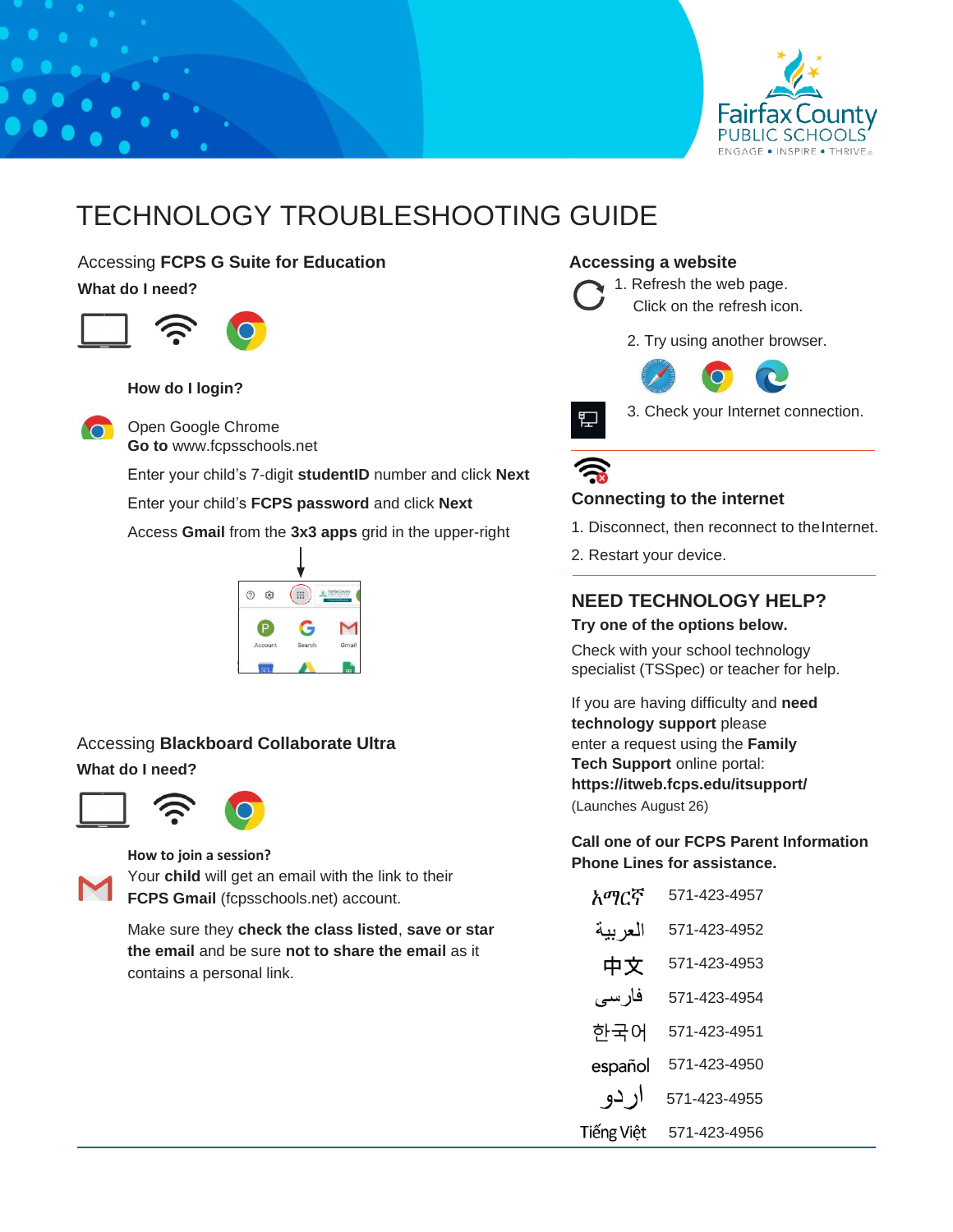# TECHNOLOGY TROUBLESHOOTING GUIDE

## Accessing **FCPS G Suite for Education**

**What do I need?**

**How do I login?**

Open Google Chrome
**Go to** www.fcpsschools.net

Enter your child's 7-digit **studentID** number and click **Next**

Enter your child's **FCPS password** and click **Next**

Access **Gmail** from the **3x3 apps** grid in the upper-right

## Accessing **Blackboard Collaborate Ultra**

**What do I need?**

**How to join a session?**
Your **child** will get an email with the link to their **FCPS Gmail** (fcpsschools.net) account.

Make sure they **check the class listed**, **save or star the email** and be sure **not to share the email** as it contains a personal link.

## Accessing a website

1. Refresh the web page.
   Click on the refresh icon.
2. Try using another browser.
3. Check your Internet connection.

## Connecting to the internet

1. Disconnect, then reconnect to the Internet.
2. Restart your device.

## NEED TECHNOLOGY HELP?

**Try one of the options below.**

Check with your school technology specialist (TSSpec) or teacher for help.

If you are having difficulty and **need technology support** please enter a request using the **Family Tech Support** online portal:
**https://itweb.fcps.edu/itsupport/**
(Launches August 26)

**Call one of our FCPS Parent Information Phone Lines for assistance.**

| | |
|---|---|
| አማርኛ | 571-423-4957 |
| العربية | 571-423-4952 |
| 中文 | 571-423-4953 |
| فارسی | 571-423-4954 |
| 한국어 | 571-423-4951 |
| español | 571-423-4950 |
| اردو | 571-423-4955 |
| Tiếng Việt | 571-423-4956 |